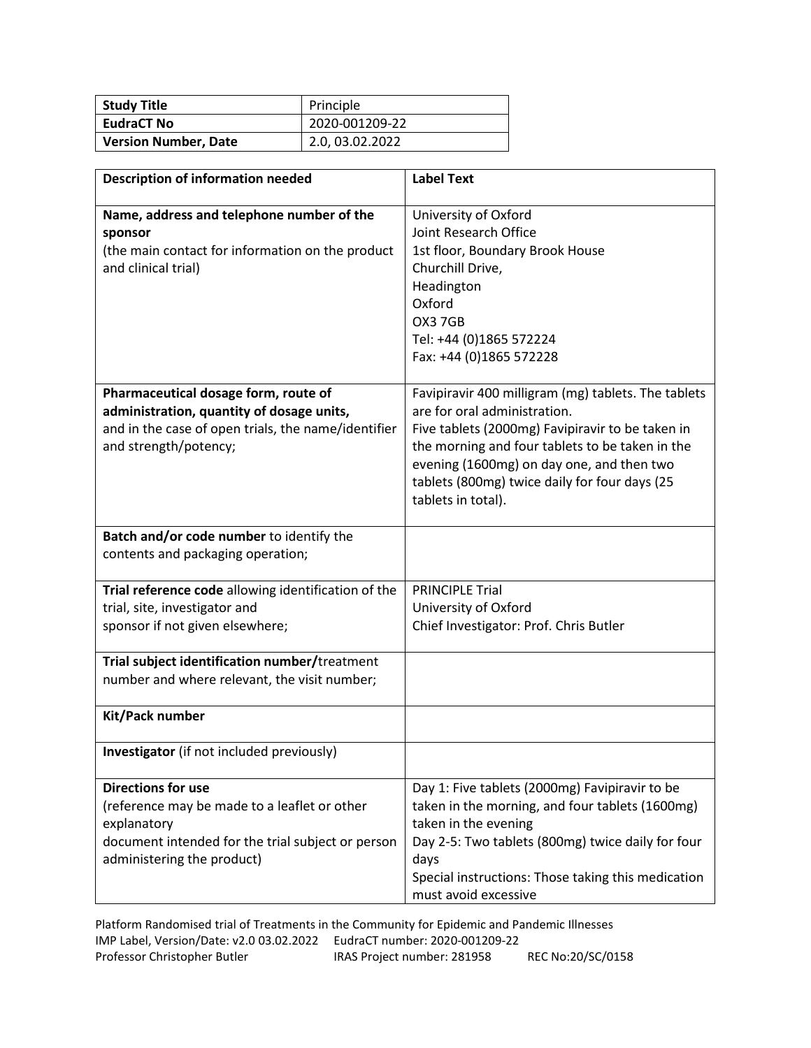| Study Title | Principle |
| --- | --- |
| **EudraCT No** | 2020-001209-22 |
| **Version Number, Date** | 2.0, 03.02.2022 |

| Description of information needed | Label Text |
| --- | --- |
| **Name, address and telephone number of the sponsor** (the main contact for information on the product and clinical trial) | University of Oxford<br>Joint Research Office<br>1st floor, Boundary Brook House<br>Churchill Drive,<br>Headington<br>Oxford<br>OX3 7GB<br>Tel: +44 (0)1865 572224<br>Fax: +44 (0)1865 572228 |
| **Pharmaceutical dosage form, route of administration, quantity of dosage units,** and in the case of open trials, the name/identifier and strength/potency; | Favipiravir 400 milligram (mg) tablets. The tablets are for oral administration.<br>Five tablets (2000mg) Favipiravir to be taken in the morning and four tablets to be taken in the evening (1600mg) on day one, and then two tablets (800mg) twice daily for four days (25 tablets in total). |
| **Batch and/or code number** to identify the contents and packaging operation; | |
| **Trial reference code** allowing identification of the trial, site, investigator and sponsor if not given elsewhere; | PRINCIPLE Trial<br>University of Oxford<br>Chief Investigator: Prof. Chris Butler |
| **Trial subject identification number/**treatment number and where relevant, the visit number; | |
| **Kit/Pack number** | |
| **Investigator** (if not included previously) | |
| **Directions for use** (reference may be made to a leaflet or other explanatory document intended for the trial subject or person administering the product) | Day 1: Five tablets (2000mg) Favipiravir to be taken in the morning, and four tablets (1600mg) taken in the evening<br>Day 2-5: Two tablets (800mg) twice daily for four days<br>Special instructions: Those taking this medication must avoid excessive |

Platform Randomised trial of Treatments in the Community for Epidemic and Pandemic Illnesses
IMP Label, Version/Date: v2.0 03.02.2022 EudraCT number: 2020-001209-22
Professor Christopher Butler IRAS Project number: 281958 REC No:20/SC/0158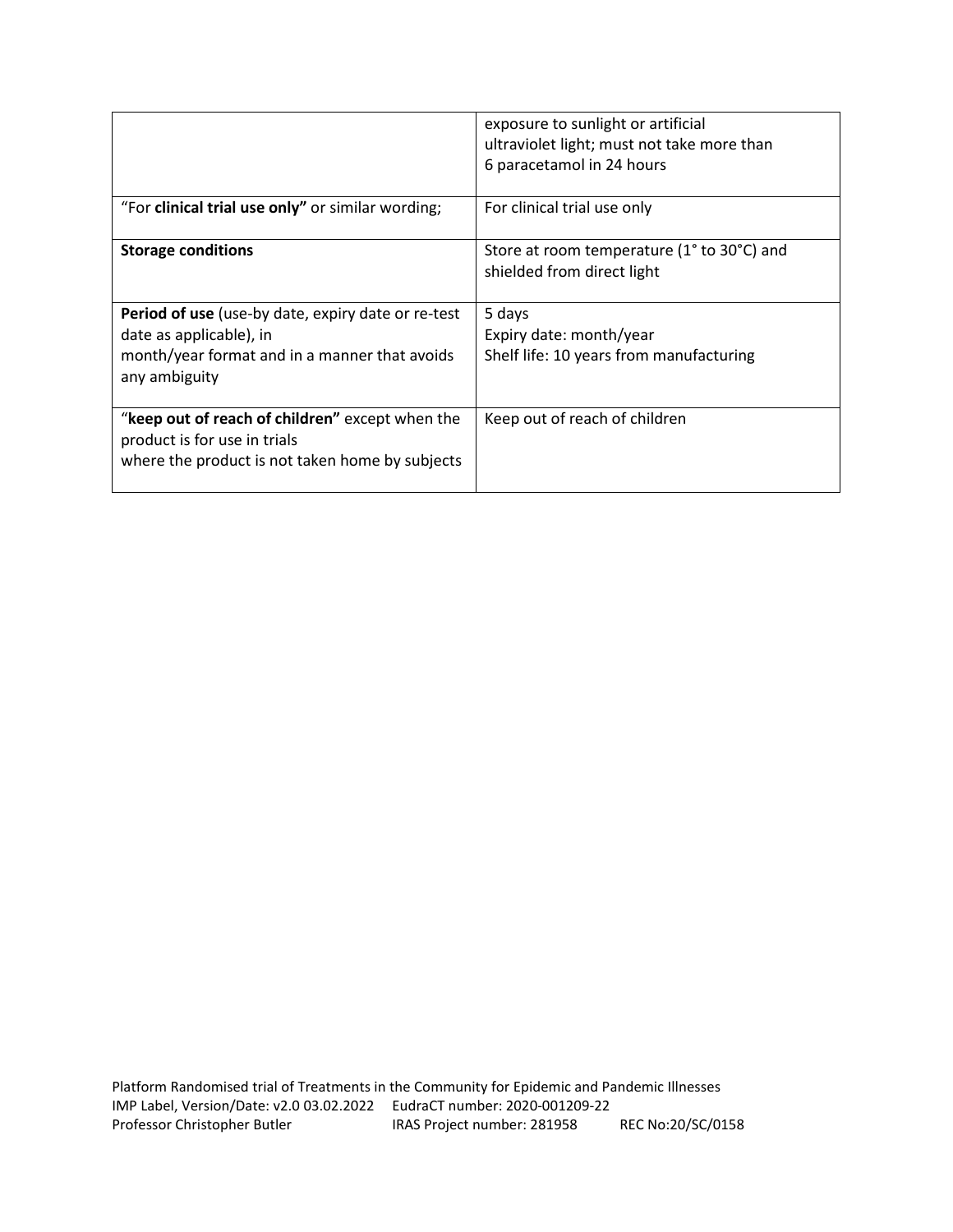| | |
|---|---|
| | exposure to sunlight or artificial ultraviolet light; must not take more than 6 paracetamol in 24 hours |
| "For **clinical trial use only"** or similar wording; | For clinical trial use only |
| **Storage conditions** | Store at room temperature (1° to 30°C) and shielded from direct light |
| **Period of use** (use-by date, expiry date or re-test date as applicable), in month/year format and in a manner that avoids any ambiguity | 5 days<br>Expiry date: month/year<br>Shelf life: 10 years from manufacturing |
| "**keep out of reach of children"** except when the product is for use in trials where the product is not taken home by subjects | Keep out of reach of children |